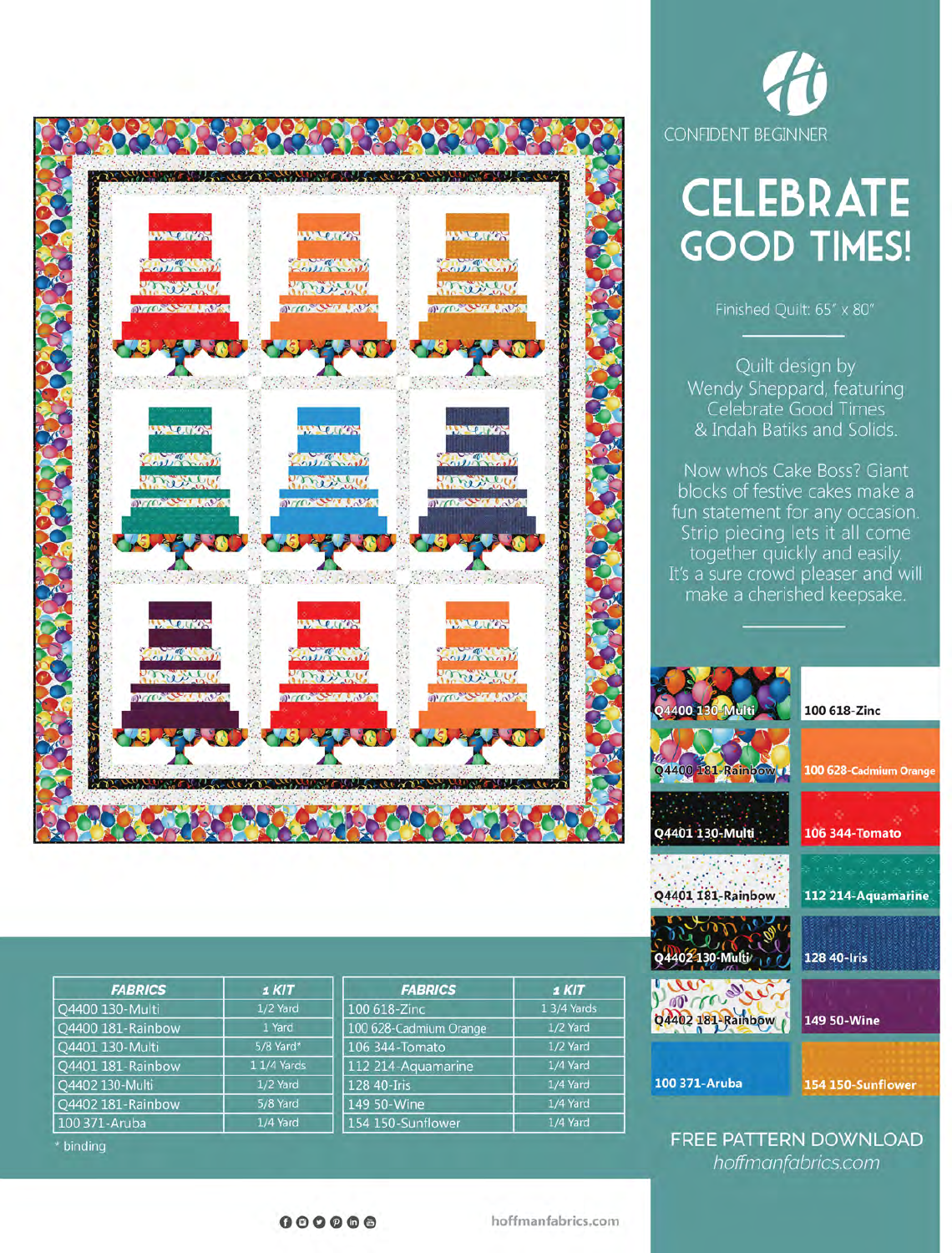CONFIDENT BEGINNER

# CELEBRATE GOOD TIMES!

Finished Quilt: 65" x 80"

Quilt design by Wendy Sheppard, featuring Celebrate Good Times & Indah Batiks and Solids.

Now who's Cake Boss? Giant blocks of festive cakes make a fun statement for any occasion. Strip piecing lets it all come together quickly and easily. It's a sure crowd pleaser and will make a cherished keepsake.

Q4400 130-Multi
100 618-Zinc
Q4400 181-Rainbow
100 628-Cadmium Orange
Q4401 130-Multi
106 344-Tomato
Q4401 181-Rainbow
112 214-Aquamarine
Q4402 130-Multi
128 40-Iris
Q4402 181-Rainbow
149 50-Wine
100 371-Aruba
154 150-Sunflower

| FABRICS | 1 KIT |
|---|---|
| Q4400 130-Multi | 1/2 Yard |
| Q4400 181-Rainbow | 1 Yard |
| Q4401 130-Multi | 5/8 Yard* |
| Q4401 181-Rainbow | 1 1/4 Yards |
| Q4402 130-Multi | 1/2 Yard |
| Q4402 181-Rainbow | 5/8 Yard |
| 100 371-Aruba | 1/4 Yard |
| 100 618-Zinc | 1 3/4 Yards |
| 100 628-Cadmium Orange | 1/2 Yard |
| 106 344-Tomato | 1/2 Yard |
| 112 214-Aquamarine | 1/4 Yard |
| 128 40-Iris | 1/4 Yard |
| 149 50-Wine | 1/4 Yard |
| 154 150-Sunflower | 1/4 Yard |

* binding

FREE PATTERN DOWNLOAD
*hoffmanfabrics.com*

hoffmanfabrics.com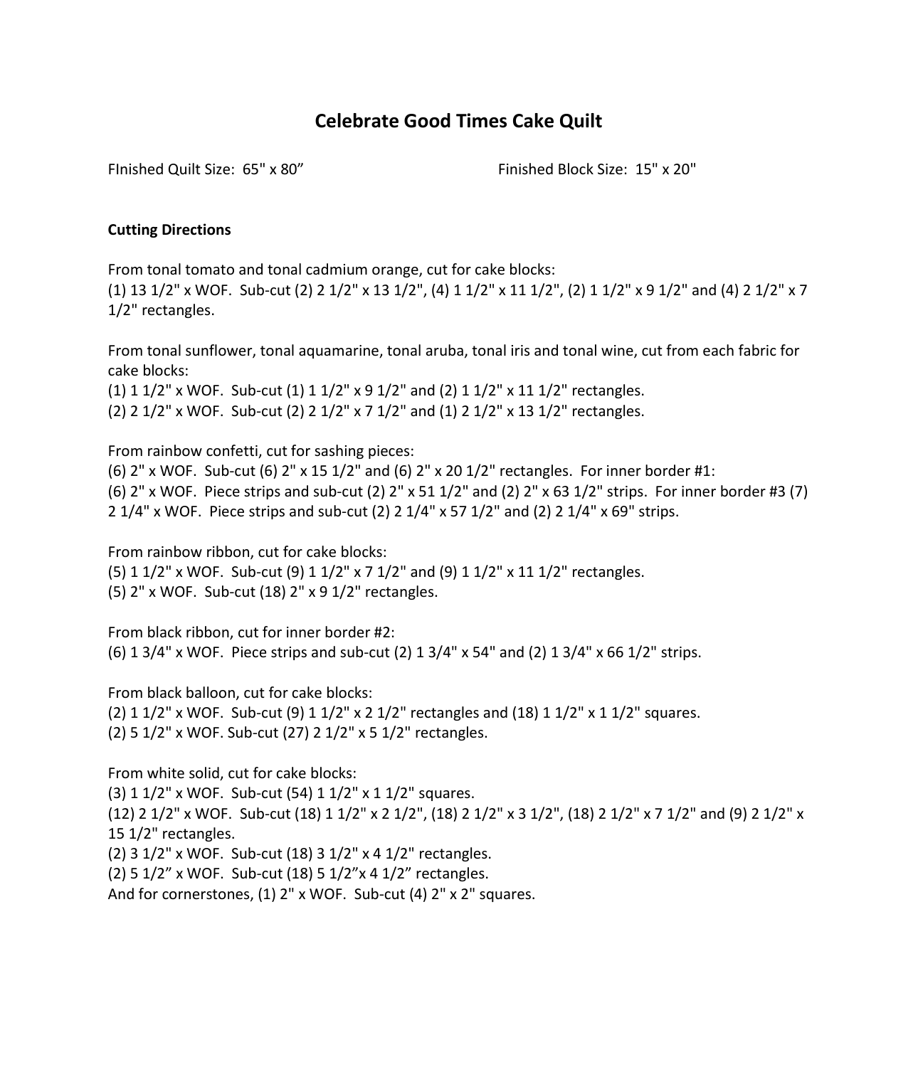# Celebrate Good Times Cake Quilt

FInished Quilt Size: 65" x 80”

Finished Block Size: 15" x 20"

**Cutting Directions**

From tonal tomato and tonal cadmium orange, cut for cake blocks:
(1) 13 1/2" x WOF. Sub-cut (2) 2 1/2" x 13 1/2", (4) 1 1/2" x 11 1/2", (2) 1 1/2" x 9 1/2" and (4) 2 1/2" x 7 1/2" rectangles.

From tonal sunflower, tonal aquamarine, tonal aruba, tonal iris and tonal wine, cut from each fabric for cake blocks:
(1) 1 1/2" x WOF. Sub-cut (1) 1 1/2" x 9 1/2" and (2) 1 1/2" x 11 1/2" rectangles.
(2) 2 1/2" x WOF. Sub-cut (2) 2 1/2" x 7 1/2" and (1) 2 1/2" x 13 1/2" rectangles.

From rainbow confetti, cut for sashing pieces:
(6) 2" x WOF. Sub-cut (6) 2" x 15 1/2" and (6) 2" x 20 1/2" rectangles. For inner border #1:
(6) 2" x WOF. Piece strips and sub-cut (2) 2" x 51 1/2" and (2) 2" x 63 1/2" strips. For inner border #3 (7) 2 1/4" x WOF. Piece strips and sub-cut (2) 2 1/4" x 57 1/2" and (2) 2 1/4" x 69" strips.

From rainbow ribbon, cut for cake blocks:
(5) 1 1/2" x WOF. Sub-cut (9) 1 1/2" x 7 1/2" and (9) 1 1/2" x 11 1/2" rectangles.
(5) 2" x WOF. Sub-cut (18) 2" x 9 1/2" rectangles.

From black ribbon, cut for inner border #2:
(6) 1 3/4" x WOF. Piece strips and sub-cut (2) 1 3/4" x 54" and (2) 1 3/4" x 66 1/2" strips.

From black balloon, cut for cake blocks:
(2) 1 1/2" x WOF. Sub-cut (9) 1 1/2" x 2 1/2" rectangles and (18) 1 1/2" x 1 1/2" squares.
(2) 5 1/2" x WOF. Sub-cut (27) 2 1/2" x 5 1/2" rectangles.

From white solid, cut for cake blocks:
(3) 1 1/2" x WOF. Sub-cut (54) 1 1/2" x 1 1/2" squares.
(12) 2 1/2" x WOF. Sub-cut (18) 1 1/2" x 2 1/2", (18) 2 1/2" x 3 1/2", (18) 2 1/2" x 7 1/2" and (9) 2 1/2" x 15 1/2" rectangles.
(2) 3 1/2" x WOF. Sub-cut (18) 3 1/2" x 4 1/2" rectangles.
(2) 5 1/2” x WOF. Sub-cut (18) 5 1/2”x 4 1/2” rectangles.
And for cornerstones, (1) 2" x WOF. Sub-cut (4) 2" x 2" squares.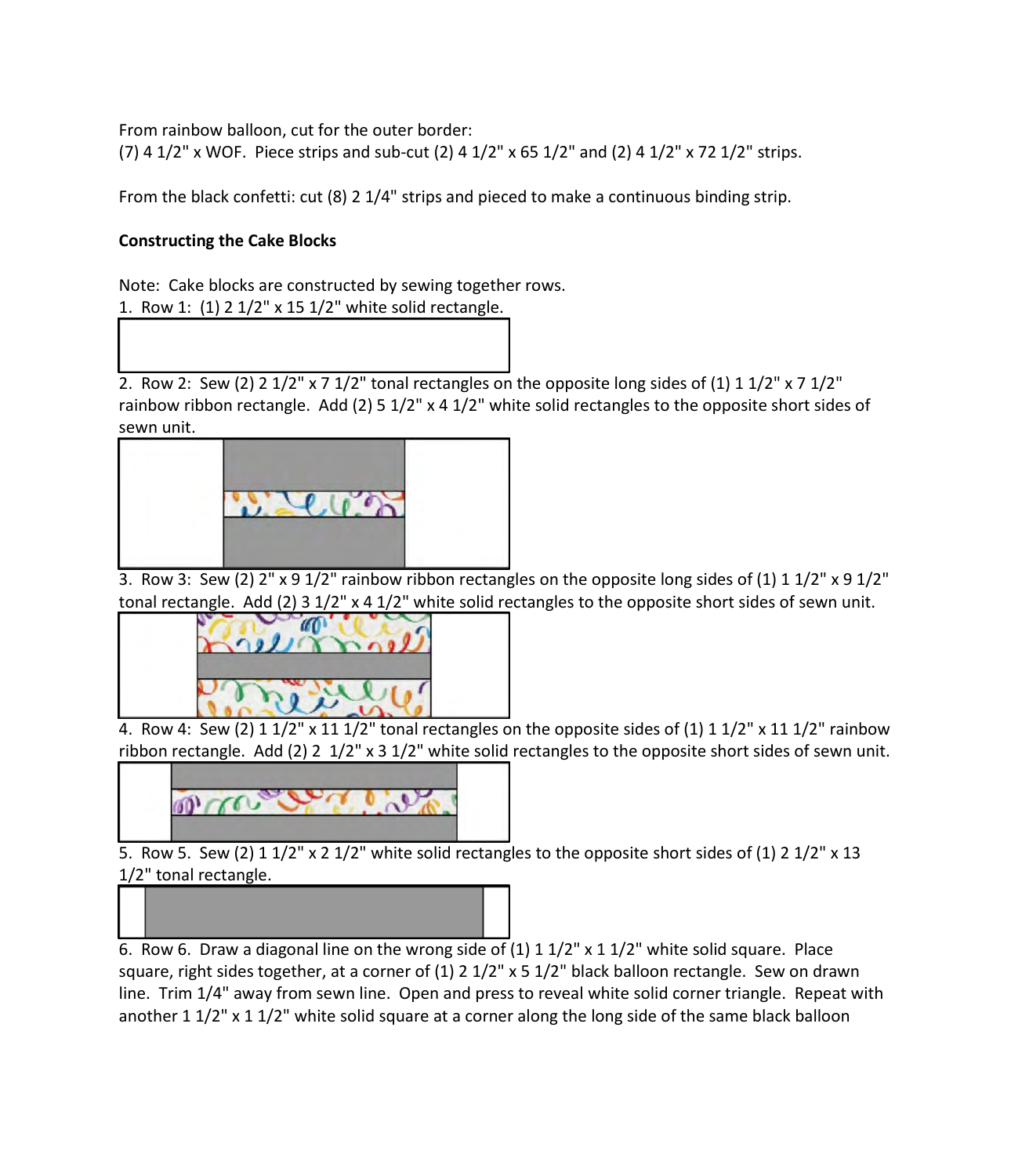From rainbow balloon, cut for the outer border:
(7) 4 1/2" x WOF.  Piece strips and sub-cut (2) 4 1/2" x 65 1/2" and (2) 4 1/2" x 72 1/2" strips.

From the black confetti: cut (8) 2 1/4" strips and pieced to make a continuous binding strip.

**Constructing the Cake Blocks**

Note:  Cake blocks are constructed by sewing together rows.

1. Row 1:  (1) 2 1/2" x 15 1/2" white solid rectangle.

2. Row 2:  Sew (2) 2 1/2" x 7 1/2" tonal rectangles on the opposite long sides of (1) 1 1/2" x 7 1/2" rainbow ribbon rectangle.  Add (2) 5 1/2" x 4 1/2" white solid rectangles to the opposite short sides of sewn unit.

3. Row 3:  Sew (2) 2" x 9 1/2" rainbow ribbon rectangles on the opposite long sides of (1) 1 1/2" x 9 1/2" tonal rectangle.  Add (2) 3 1/2" x 4 1/2" white solid rectangles to the opposite short sides of sewn unit.

4. Row 4:  Sew (2) 1 1/2" x 11 1/2" tonal rectangles on the opposite sides of (1) 1 1/2" x 11 1/2" rainbow ribbon rectangle.  Add (2) 2  1/2" x 3 1/2" white solid rectangles to the opposite short sides of sewn unit.

5. Row 5.  Sew (2) 1 1/2" x 2 1/2" white solid rectangles to the opposite short sides of (1) 2 1/2" x 13 1/2" tonal rectangle.

6. Row 6.  Draw a diagonal line on the wrong side of (1) 1 1/2" x 1 1/2" white solid square.  Place square, right sides together, at a corner of (1) 2 1/2" x 5 1/2" black balloon rectangle.  Sew on drawn line.  Trim 1/4" away from sewn line.  Open and press to reveal white solid corner triangle.  Repeat with another 1 1/2" x 1 1/2" white solid square at a corner along the long side of the same black balloon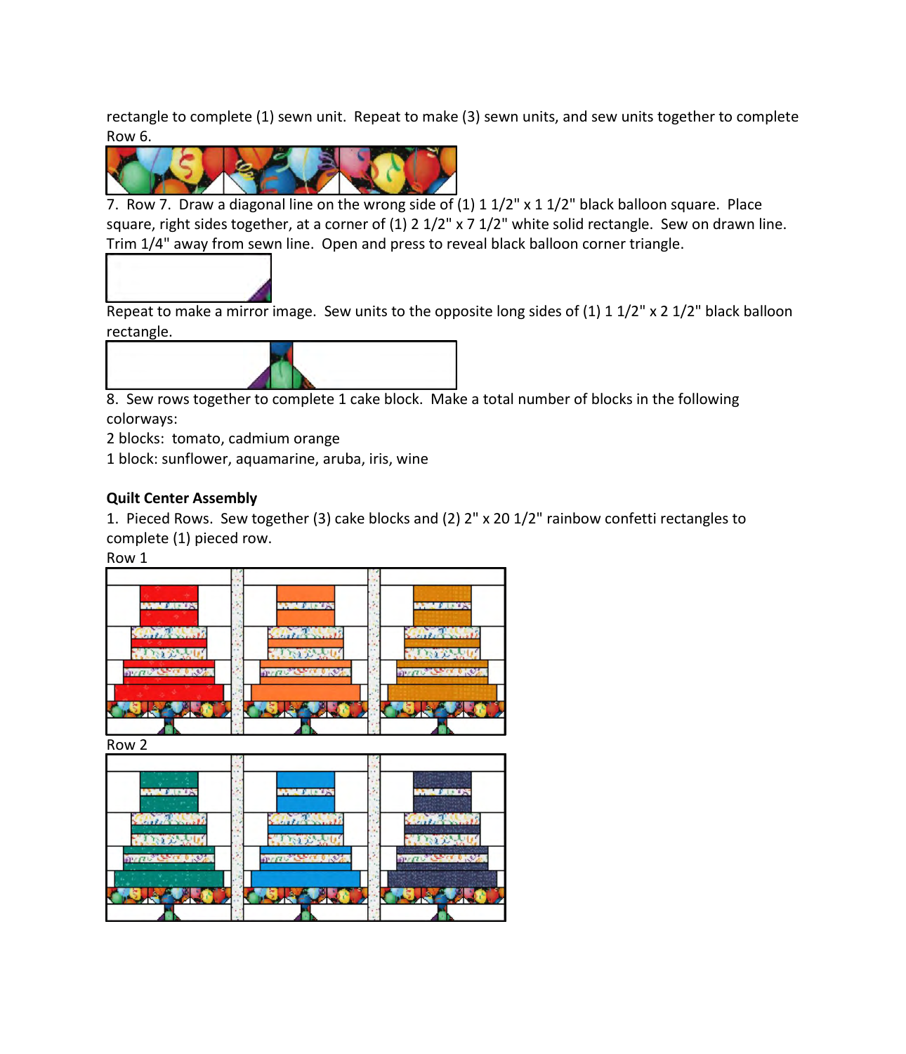rectangle to complete (1) sewn unit. Repeat to make (3) sewn units, and sew units together to complete Row 6.

7. Row 7. Draw a diagonal line on the wrong side of (1) 1 1/2" x 1 1/2" black balloon square. Place square, right sides together, at a corner of (1) 2 1/2" x 7 1/2" white solid rectangle. Sew on drawn line. Trim 1/4" away from sewn line. Open and press to reveal black balloon corner triangle.

Repeat to make a mirror image. Sew units to the opposite long sides of (1) 1 1/2" x 2 1/2" black balloon rectangle.

8. Sew rows together to complete 1 cake block. Make a total number of blocks in the following colorways:

2 blocks: tomato, cadmium orange

1 block: sunflower, aquamarine, aruba, iris, wine

**Quilt Center Assembly**

1. Pieced Rows. Sew together (3) cake blocks and (2) 2" x 20 1/2" rainbow confetti rectangles to complete (1) pieced row.

Row 1

Row 2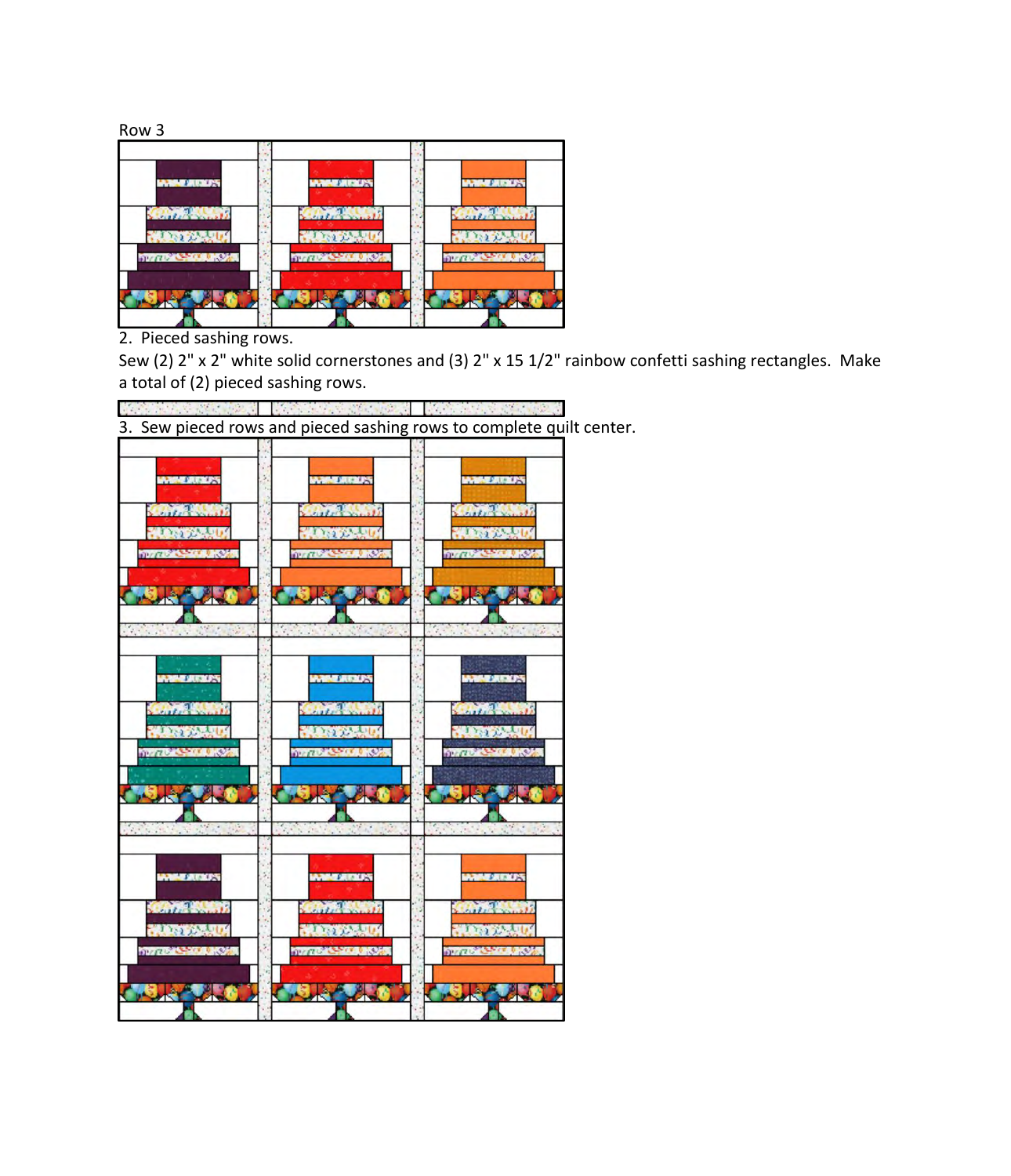Row 3

2. Pieced sashing rows.

Sew (2) 2" x 2" white solid cornerstones and (3) 2" x 15 1/2" rainbow confetti sashing rectangles. Make a total of (2) pieced sashing rows.

3. Sew pieced rows and pieced sashing rows to complete quilt center.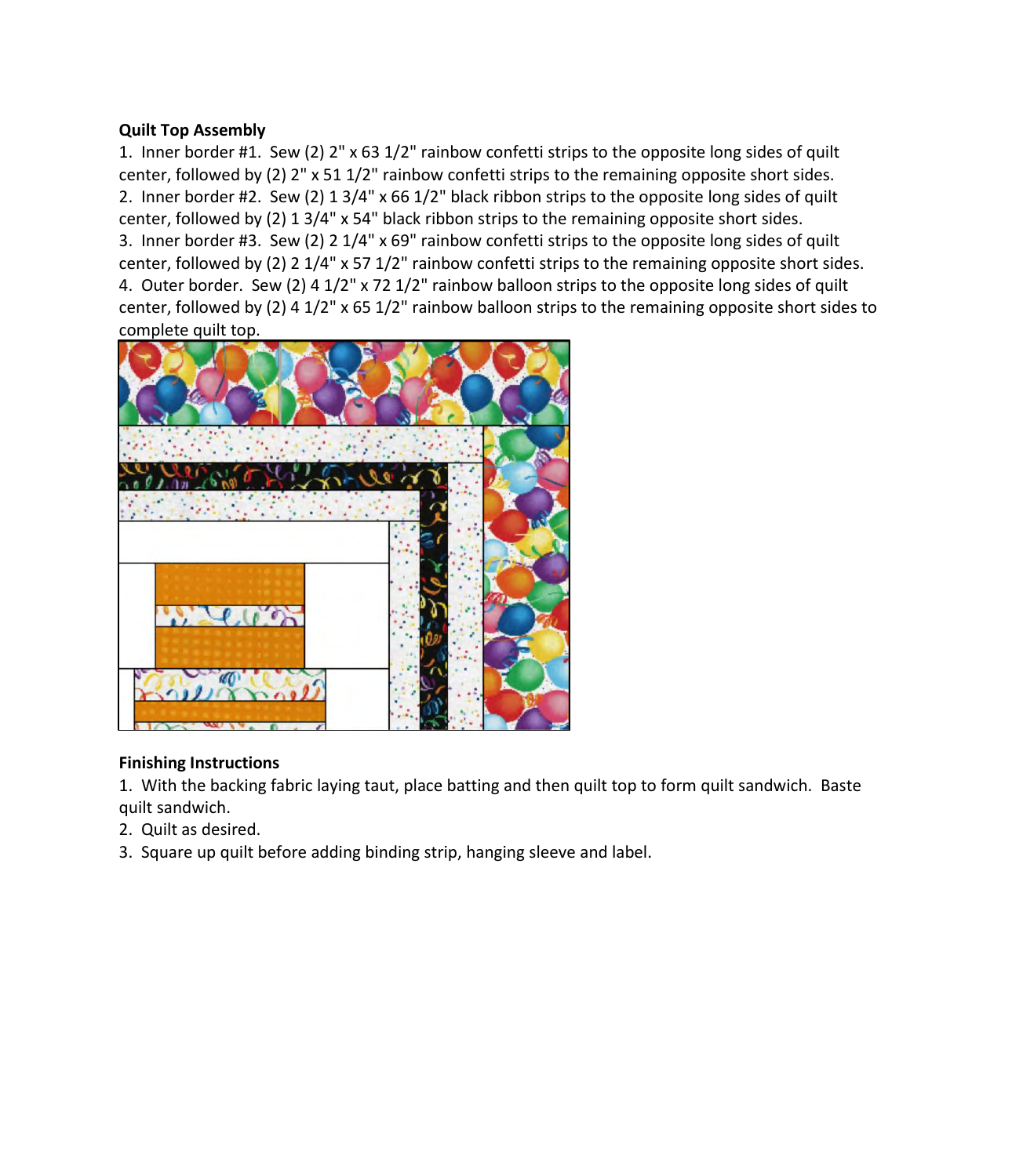**Quilt Top Assembly**

1. Inner border #1. Sew (2) 2" x 63 1/2" rainbow confetti strips to the opposite long sides of quilt center, followed by (2) 2" x 51 1/2" rainbow confetti strips to the remaining opposite short sides.
2. Inner border #2. Sew (2) 1 3/4" x 66 1/2" black ribbon strips to the opposite long sides of quilt center, followed by (2) 1 3/4" x 54" black ribbon strips to the remaining opposite short sides.
3. Inner border #3. Sew (2) 2 1/4" x 69" rainbow confetti strips to the opposite long sides of quilt center, followed by (2) 2 1/4" x 57 1/2" rainbow confetti strips to the remaining opposite short sides.
4. Outer border. Sew (2) 4 1/2" x 72 1/2" rainbow balloon strips to the opposite long sides of quilt center, followed by (2) 4 1/2" x 65 1/2" rainbow balloon strips to the remaining opposite short sides to complete quilt top.

**Finishing Instructions**

1. With the backing fabric laying taut, place batting and then quilt top to form quilt sandwich. Baste quilt sandwich.
2. Quilt as desired.
3. Square up quilt before adding binding strip, hanging sleeve and label.